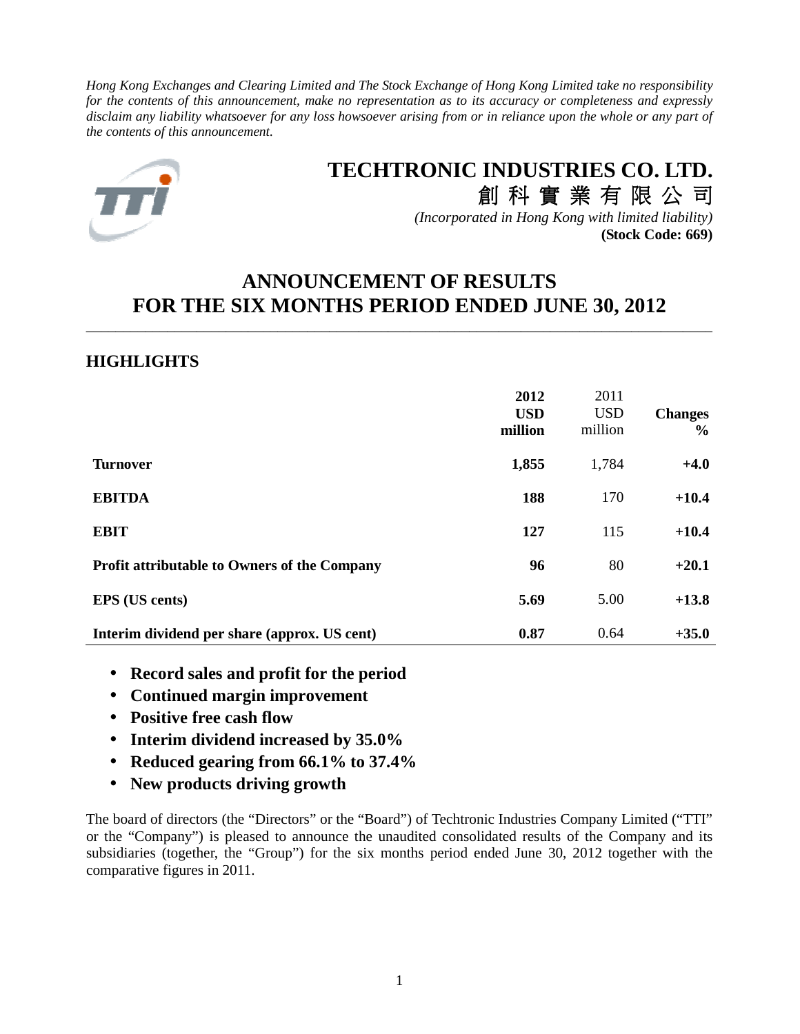*Hong Kong Exchanges and Clearing Limited and The Stock Exchange of Hong Kong Limited take no responsibility for the contents of this announcement, make no representation as to its accuracy or completeness and expressly disclaim any liability whatsoever for any loss howsoever arising from or in reliance upon the whole or any part of the contents of this announcement.*

# TECHTRONIC INDUSTRIES CO. LTD.
# 創 科 實 業 有 限 公 司

*(Incorporated in Hong Kong with limited liability)*
**(Stock Code: 669)**

# ANNOUNCEMENT OF RESULTS FOR THE SIX MONTHS PERIOD ENDED JUNE 30, 2012

## HIGHLIGHTS

| | 2012 USD million | 2011 USD million | Changes % |
|---|---|---|---|
| **Turnover** | **1,855** | 1,784 | **+4.0** |
| **EBITDA** | **188** | 170 | **+10.4** |
| **EBIT** | **127** | 115 | **+10.4** |
| **Profit attributable to Owners of the Company** | **96** | 80 | **+20.1** |
| **EPS (US cents)** | **5.69** | 5.00 | **+13.8** |
| **Interim dividend per share (approx. US cent)** | **0.87** | 0.64 | **+35.0** |

- **Record sales and profit for the period**
- **Continued margin improvement**
- **Positive free cash flow**
- **Interim dividend increased by 35.0%**
- **Reduced gearing from 66.1% to 37.4%**
- **New products driving growth**

The board of directors (the "Directors" or the "Board") of Techtronic Industries Company Limited ("TTI" or the "Company") is pleased to announce the unaudited consolidated results of the Company and its subsidiaries (together, the "Group") for the six months period ended June 30, 2012 together with the comparative figures in 2011.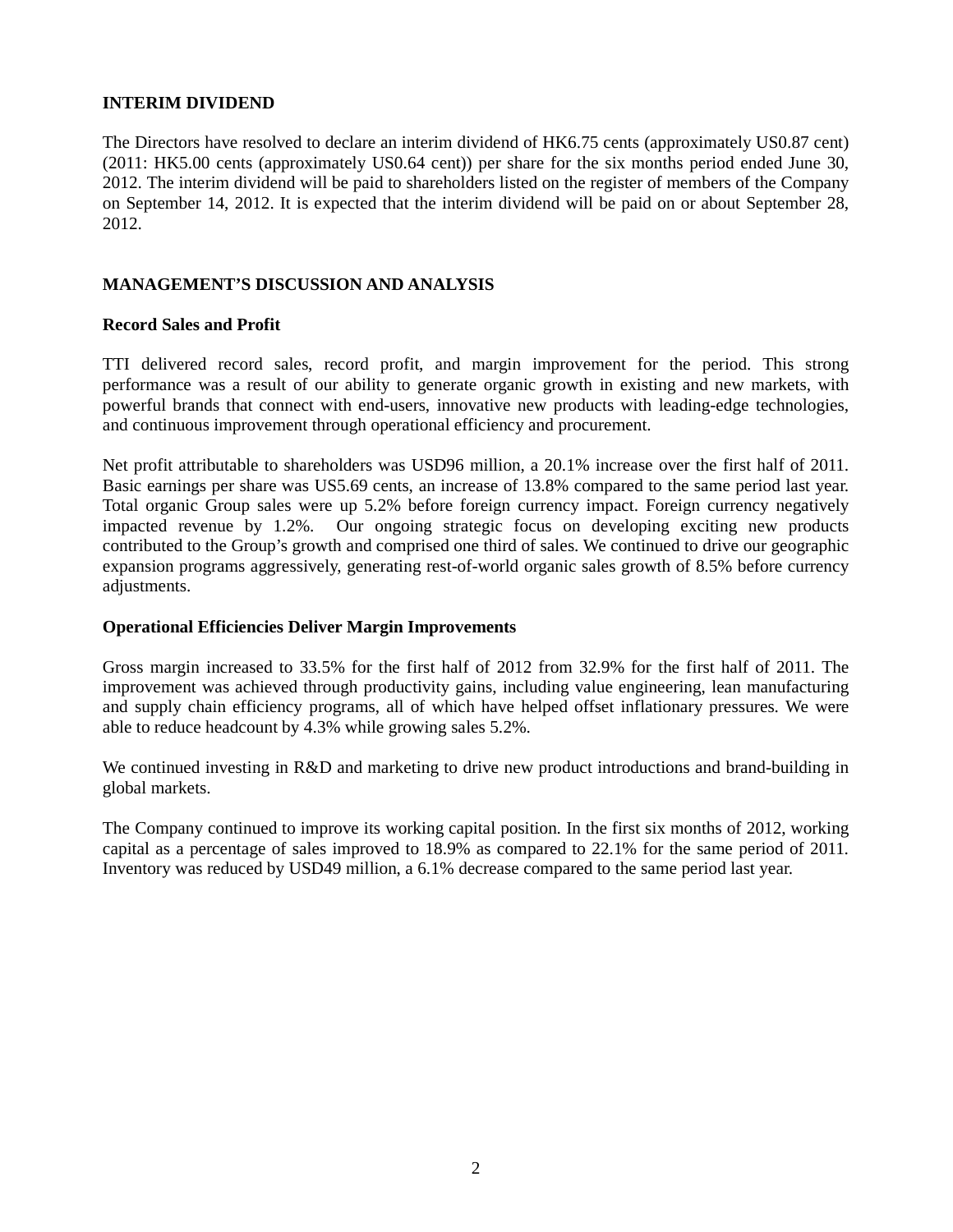## INTERIM DIVIDEND

The Directors have resolved to declare an interim dividend of HK6.75 cents (approximately US0.87 cent) (2011: HK5.00 cents (approximately US0.64 cent)) per share for the six months period ended June 30, 2012. The interim dividend will be paid to shareholders listed on the register of members of the Company on September 14, 2012. It is expected that the interim dividend will be paid on or about September 28, 2012.

## MANAGEMENT'S DISCUSSION AND ANALYSIS

### Record Sales and Profit

TTI delivered record sales, record profit, and margin improvement for the period. This strong performance was a result of our ability to generate organic growth in existing and new markets, with powerful brands that connect with end-users, innovative new products with leading-edge technologies, and continuous improvement through operational efficiency and procurement.

Net profit attributable to shareholders was USD96 million, a 20.1% increase over the first half of 2011. Basic earnings per share was US5.69 cents, an increase of 13.8% compared to the same period last year. Total organic Group sales were up 5.2% before foreign currency impact. Foreign currency negatively impacted revenue by 1.2%. Our ongoing strategic focus on developing exciting new products contributed to the Group's growth and comprised one third of sales. We continued to drive our geographic expansion programs aggressively, generating rest-of-world organic sales growth of 8.5% before currency adjustments.

### Operational Efficiencies Deliver Margin Improvements

Gross margin increased to 33.5% for the first half of 2012 from 32.9% for the first half of 2011. The improvement was achieved through productivity gains, including value engineering, lean manufacturing and supply chain efficiency programs, all of which have helped offset inflationary pressures. We were able to reduce headcount by 4.3% while growing sales 5.2%.

We continued investing in R&D and marketing to drive new product introductions and brand-building in global markets.

The Company continued to improve its working capital position. In the first six months of 2012, working capital as a percentage of sales improved to 18.9% as compared to 22.1% for the same period of 2011. Inventory was reduced by USD49 million, a 6.1% decrease compared to the same period last year.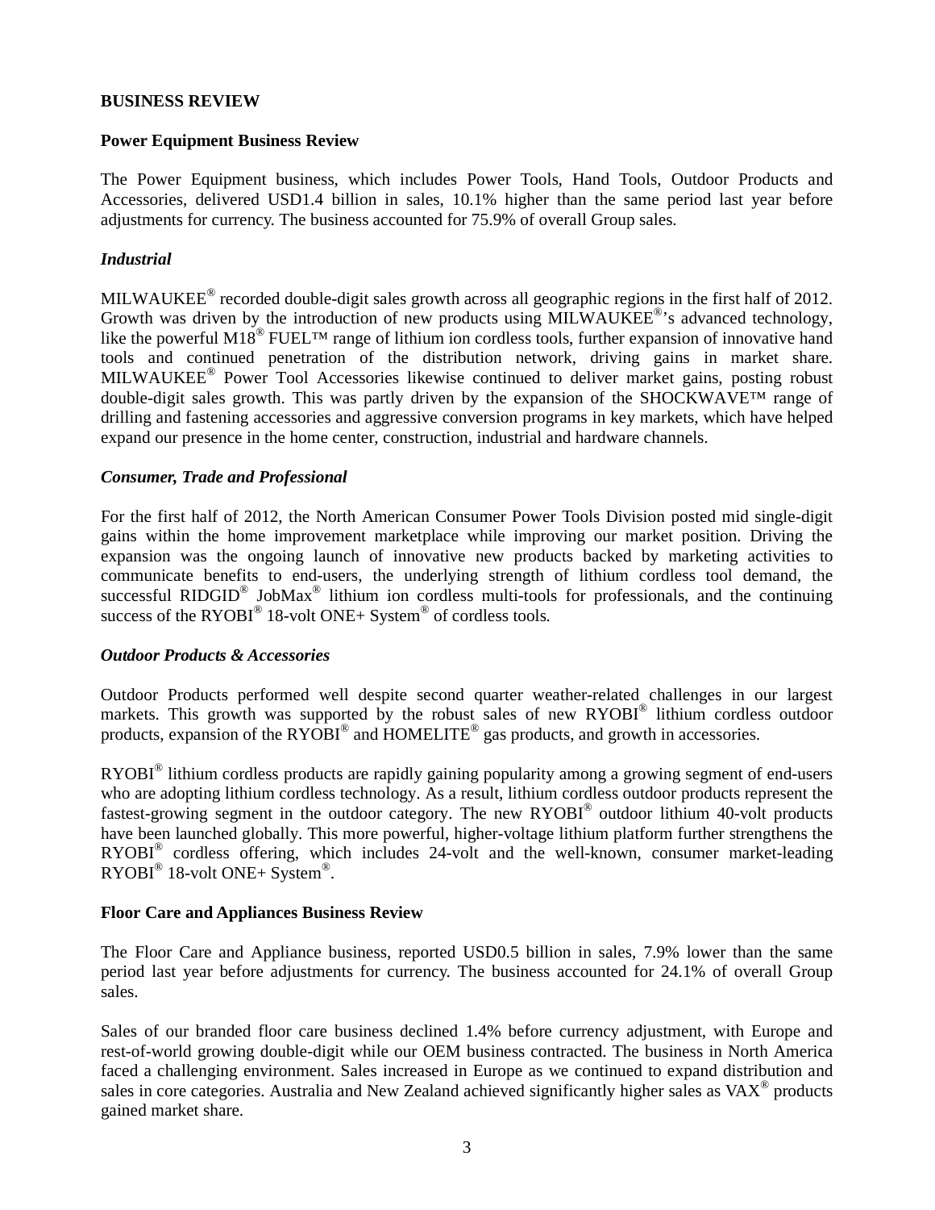## BUSINESS REVIEW

### Power Equipment Business Review

The Power Equipment business, which includes Power Tools, Hand Tools, Outdoor Products and Accessories, delivered USD1.4 billion in sales, 10.1% higher than the same period last year before adjustments for currency. The business accounted for 75.9% of overall Group sales.

#### *Industrial*

MILWAUKEE® recorded double-digit sales growth across all geographic regions in the first half of 2012. Growth was driven by the introduction of new products using MILWAUKEE®'s advanced technology, like the powerful M18® FUEL™ range of lithium ion cordless tools, further expansion of innovative hand tools and continued penetration of the distribution network, driving gains in market share. MILWAUKEE® Power Tool Accessories likewise continued to deliver market gains, posting robust double-digit sales growth. This was partly driven by the expansion of the SHOCKWAVE™ range of drilling and fastening accessories and aggressive conversion programs in key markets, which have helped expand our presence in the home center, construction, industrial and hardware channels.

#### *Consumer, Trade and Professional*

For the first half of 2012, the North American Consumer Power Tools Division posted mid single-digit gains within the home improvement marketplace while improving our market position. Driving the expansion was the ongoing launch of innovative new products backed by marketing activities to communicate benefits to end-users, the underlying strength of lithium cordless tool demand, the successful RIDGID® JobMax® lithium ion cordless multi-tools for professionals, and the continuing success of the RYOBI® 18-volt ONE+ System® of cordless tools.

#### *Outdoor Products & Accessories*

Outdoor Products performed well despite second quarter weather-related challenges in our largest markets. This growth was supported by the robust sales of new RYOBI® lithium cordless outdoor products, expansion of the RYOBI® and HOMELITE® gas products, and growth in accessories.

RYOBI® lithium cordless products are rapidly gaining popularity among a growing segment of end-users who are adopting lithium cordless technology. As a result, lithium cordless outdoor products represent the fastest-growing segment in the outdoor category. The new RYOBI® outdoor lithium 40-volt products have been launched globally. This more powerful, higher-voltage lithium platform further strengthens the RYOBI® cordless offering, which includes 24-volt and the well-known, consumer market-leading RYOBI® 18-volt ONE+ System®.

### Floor Care and Appliances Business Review

The Floor Care and Appliance business, reported USD0.5 billion in sales, 7.9% lower than the same period last year before adjustments for currency. The business accounted for 24.1% of overall Group sales.

Sales of our branded floor care business declined 1.4% before currency adjustment, with Europe and rest-of-world growing double-digit while our OEM business contracted. The business in North America faced a challenging environment. Sales increased in Europe as we continued to expand distribution and sales in core categories. Australia and New Zealand achieved significantly higher sales as VAX® products gained market share.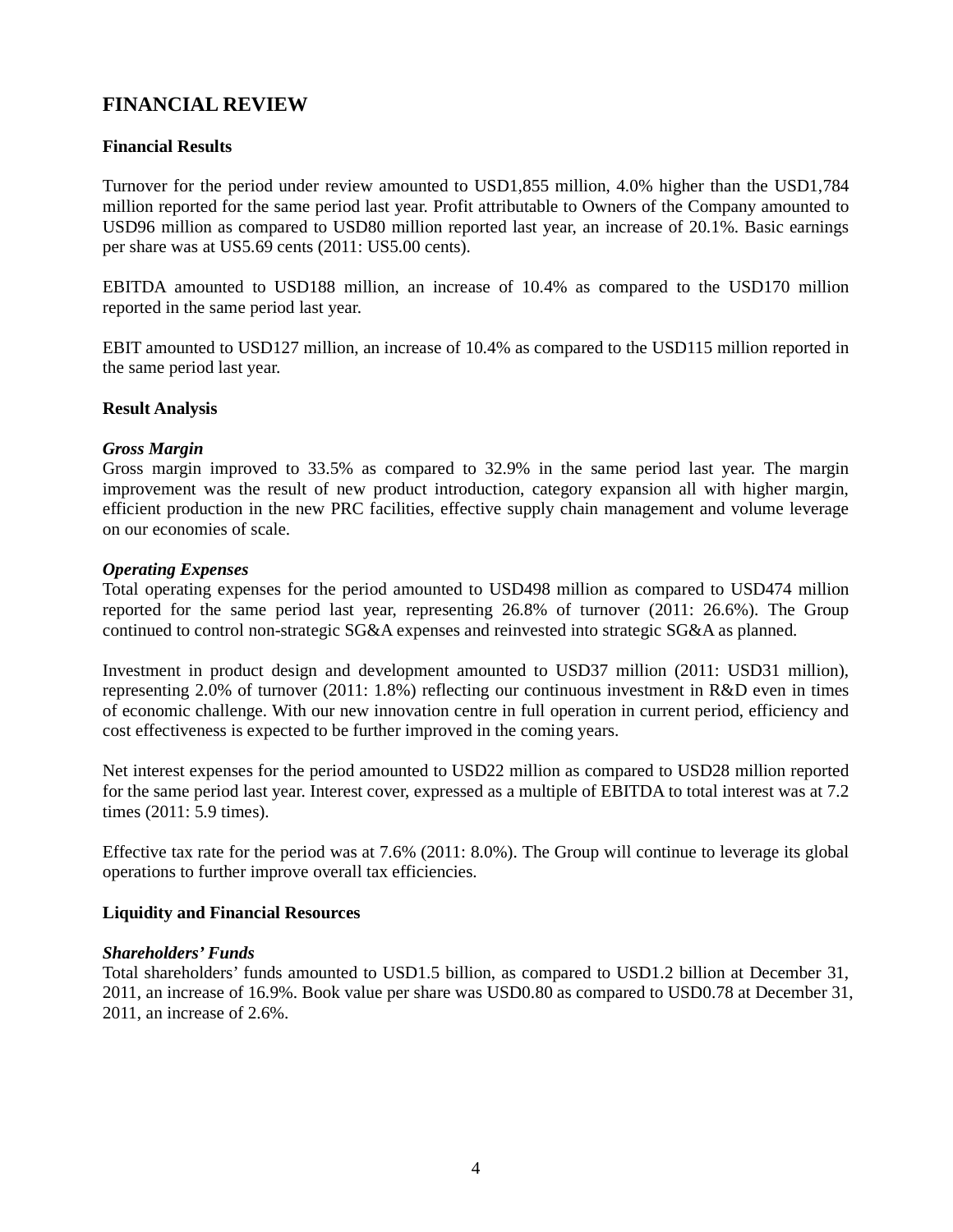# FINANCIAL REVIEW

### Financial Results

Turnover for the period under review amounted to USD1,855 million, 4.0% higher than the USD1,784 million reported for the same period last year. Profit attributable to Owners of the Company amounted to USD96 million as compared to USD80 million reported last year, an increase of 20.1%. Basic earnings per share was at US5.69 cents (2011: US5.00 cents).

EBITDA amounted to USD188 million, an increase of 10.4% as compared to the USD170 million reported in the same period last year.

EBIT amounted to USD127 million, an increase of 10.4% as compared to the USD115 million reported in the same period last year.

### Result Analysis

***Gross Margin***

Gross margin improved to 33.5% as compared to 32.9% in the same period last year. The margin improvement was the result of new product introduction, category expansion all with higher margin, efficient production in the new PRC facilities, effective supply chain management and volume leverage on our economies of scale.

***Operating Expenses***

Total operating expenses for the period amounted to USD498 million as compared to USD474 million reported for the same period last year, representing 26.8% of turnover (2011: 26.6%). The Group continued to control non-strategic SG&A expenses and reinvested into strategic SG&A as planned.

Investment in product design and development amounted to USD37 million (2011: USD31 million), representing 2.0% of turnover (2011: 1.8%) reflecting our continuous investment in R&D even in times of economic challenge. With our new innovation centre in full operation in current period, efficiency and cost effectiveness is expected to be further improved in the coming years.

Net interest expenses for the period amounted to USD22 million as compared to USD28 million reported for the same period last year. Interest cover, expressed as a multiple of EBITDA to total interest was at 7.2 times (2011: 5.9 times).

Effective tax rate for the period was at 7.6% (2011: 8.0%). The Group will continue to leverage its global operations to further improve overall tax efficiencies.

### Liquidity and Financial Resources

***Shareholders' Funds***

Total shareholders' funds amounted to USD1.5 billion, as compared to USD1.2 billion at December 31, 2011, an increase of 16.9%. Book value per share was USD0.80 as compared to USD0.78 at December 31, 2011, an increase of 2.6%.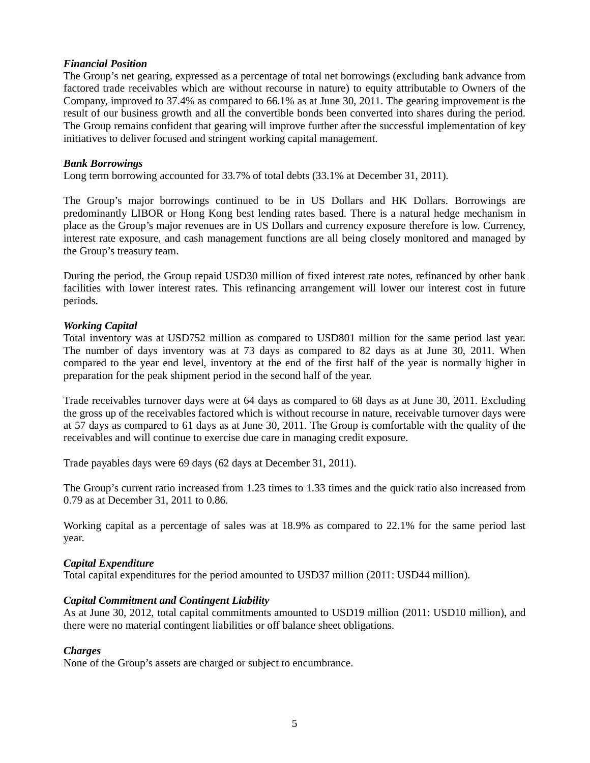***Financial Position***

The Group's net gearing, expressed as a percentage of total net borrowings (excluding bank advance from factored trade receivables which are without recourse in nature) to equity attributable to Owners of the Company, improved to 37.4% as compared to 66.1% as at June 30, 2011. The gearing improvement is the result of our business growth and all the convertible bonds been converted into shares during the period. The Group remains confident that gearing will improve further after the successful implementation of key initiatives to deliver focused and stringent working capital management.

***Bank Borrowings***

Long term borrowing accounted for 33.7% of total debts (33.1% at December 31, 2011).

The Group's major borrowings continued to be in US Dollars and HK Dollars. Borrowings are predominantly LIBOR or Hong Kong best lending rates based. There is a natural hedge mechanism in place as the Group's major revenues are in US Dollars and currency exposure therefore is low. Currency, interest rate exposure, and cash management functions are all being closely monitored and managed by the Group's treasury team.

During the period, the Group repaid USD30 million of fixed interest rate notes, refinanced by other bank facilities with lower interest rates. This refinancing arrangement will lower our interest cost in future periods.

***Working Capital***

Total inventory was at USD752 million as compared to USD801 million for the same period last year. The number of days inventory was at 73 days as compared to 82 days as at June 30, 2011. When compared to the year end level, inventory at the end of the first half of the year is normally higher in preparation for the peak shipment period in the second half of the year.

Trade receivables turnover days were at 64 days as compared to 68 days as at June 30, 2011. Excluding the gross up of the receivables factored which is without recourse in nature, receivable turnover days were at 57 days as compared to 61 days as at June 30, 2011. The Group is comfortable with the quality of the receivables and will continue to exercise due care in managing credit exposure.

Trade payables days were 69 days (62 days at December 31, 2011).

The Group's current ratio increased from 1.23 times to 1.33 times and the quick ratio also increased from 0.79 as at December 31, 2011 to 0.86.

Working capital as a percentage of sales was at 18.9% as compared to 22.1% for the same period last year.

***Capital Expenditure***

Total capital expenditures for the period amounted to USD37 million (2011: USD44 million).

***Capital Commitment and Contingent Liability***

As at June 30, 2012, total capital commitments amounted to USD19 million (2011: USD10 million), and there were no material contingent liabilities or off balance sheet obligations.

***Charges***

None of the Group's assets are charged or subject to encumbrance.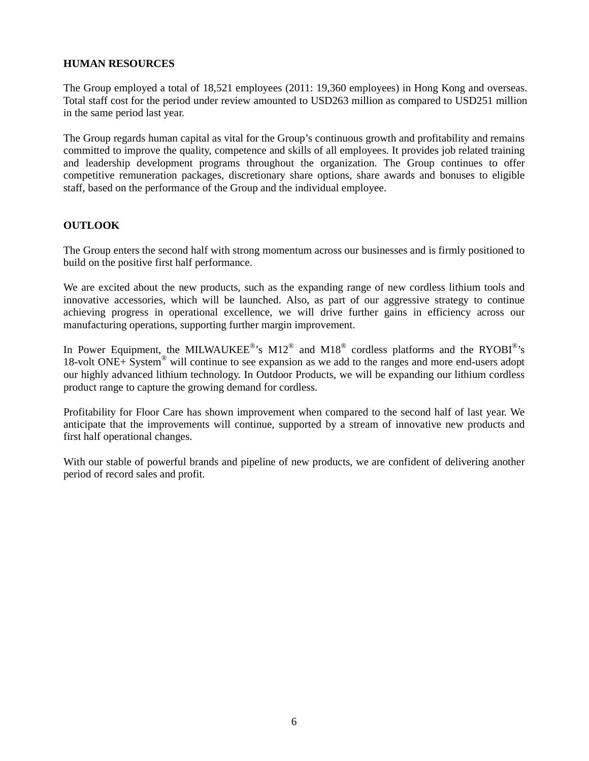## HUMAN RESOURCES

The Group employed a total of 18,521 employees (2011: 19,360 employees) in Hong Kong and overseas. Total staff cost for the period under review amounted to USD263 million as compared to USD251 million in the same period last year.

The Group regards human capital as vital for the Group's continuous growth and profitability and remains committed to improve the quality, competence and skills of all employees. It provides job related training and leadership development programs throughout the organization. The Group continues to offer competitive remuneration packages, discretionary share options, share awards and bonuses to eligible staff, based on the performance of the Group and the individual employee.

## OUTLOOK

The Group enters the second half with strong momentum across our businesses and is firmly positioned to build on the positive first half performance.

We are excited about the new products, such as the expanding range of new cordless lithium tools and innovative accessories, which will be launched. Also, as part of our aggressive strategy to continue achieving progress in operational excellence, we will drive further gains in efficiency across our manufacturing operations, supporting further margin improvement.

In Power Equipment, the MILWAUKEE®'s M12® and M18® cordless platforms and the RYOBI®'s 18-volt ONE+ System® will continue to see expansion as we add to the ranges and more end-users adopt our highly advanced lithium technology. In Outdoor Products, we will be expanding our lithium cordless product range to capture the growing demand for cordless.

Profitability for Floor Care has shown improvement when compared to the second half of last year. We anticipate that the improvements will continue, supported by a stream of innovative new products and first half operational changes.

With our stable of powerful brands and pipeline of new products, we are confident of delivering another period of record sales and profit.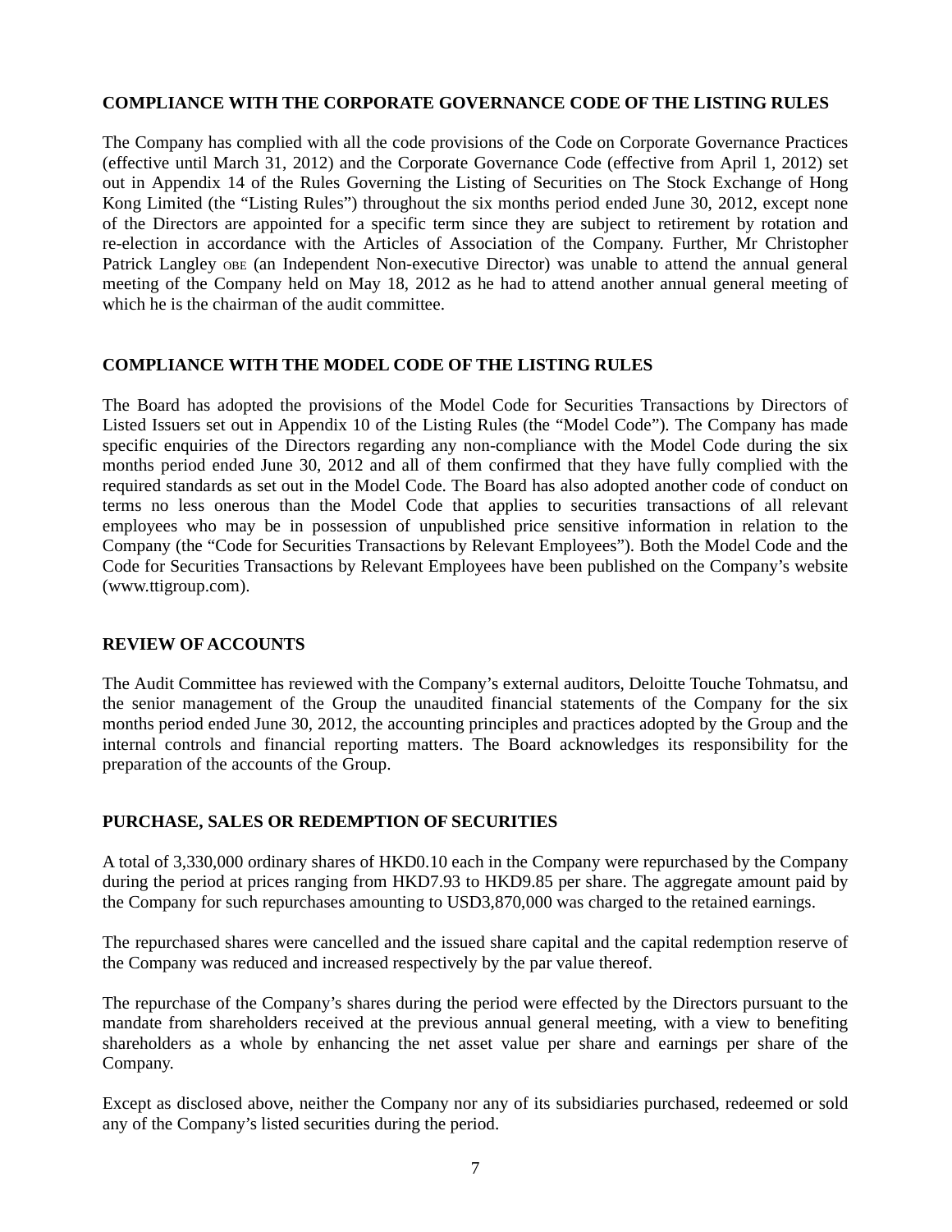## COMPLIANCE WITH THE CORPORATE GOVERNANCE CODE OF THE LISTING RULES

The Company has complied with all the code provisions of the Code on Corporate Governance Practices (effective until March 31, 2012) and the Corporate Governance Code (effective from April 1, 2012) set out in Appendix 14 of the Rules Governing the Listing of Securities on The Stock Exchange of Hong Kong Limited (the "Listing Rules") throughout the six months period ended June 30, 2012, except none of the Directors are appointed for a specific term since they are subject to retirement by rotation and re-election in accordance with the Articles of Association of the Company. Further, Mr Christopher Patrick Langley OBE (an Independent Non-executive Director) was unable to attend the annual general meeting of the Company held on May 18, 2012 as he had to attend another annual general meeting of which he is the chairman of the audit committee.

## COMPLIANCE WITH THE MODEL CODE OF THE LISTING RULES

The Board has adopted the provisions of the Model Code for Securities Transactions by Directors of Listed Issuers set out in Appendix 10 of the Listing Rules (the "Model Code"). The Company has made specific enquiries of the Directors regarding any non-compliance with the Model Code during the six months period ended June 30, 2012 and all of them confirmed that they have fully complied with the required standards as set out in the Model Code. The Board has also adopted another code of conduct on terms no less onerous than the Model Code that applies to securities transactions of all relevant employees who may be in possession of unpublished price sensitive information in relation to the Company (the "Code for Securities Transactions by Relevant Employees"). Both the Model Code and the Code for Securities Transactions by Relevant Employees have been published on the Company's website (www.ttigroup.com).

## REVIEW OF ACCOUNTS

The Audit Committee has reviewed with the Company's external auditors, Deloitte Touche Tohmatsu, and the senior management of the Group the unaudited financial statements of the Company for the six months period ended June 30, 2012, the accounting principles and practices adopted by the Group and the internal controls and financial reporting matters. The Board acknowledges its responsibility for the preparation of the accounts of the Group.

## PURCHASE, SALES OR REDEMPTION OF SECURITIES

A total of 3,330,000 ordinary shares of HKD0.10 each in the Company were repurchased by the Company during the period at prices ranging from HKD7.93 to HKD9.85 per share. The aggregate amount paid by the Company for such repurchases amounting to USD3,870,000 was charged to the retained earnings.

The repurchased shares were cancelled and the issued share capital and the capital redemption reserve of the Company was reduced and increased respectively by the par value thereof.

The repurchase of the Company's shares during the period were effected by the Directors pursuant to the mandate from shareholders received at the previous annual general meeting, with a view to benefiting shareholders as a whole by enhancing the net asset value per share and earnings per share of the Company.

Except as disclosed above, neither the Company nor any of its subsidiaries purchased, redeemed or sold any of the Company's listed securities during the period.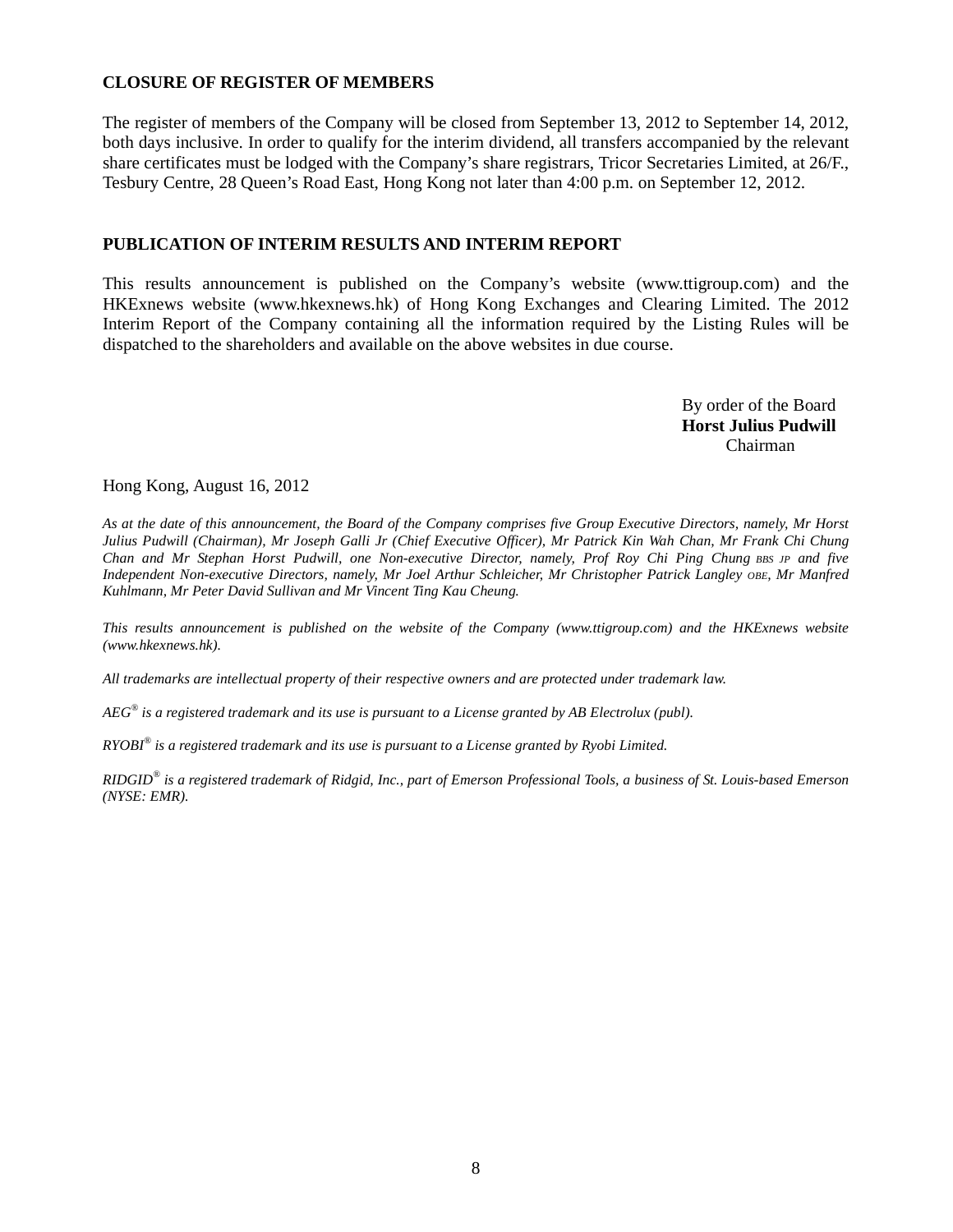**CLOSURE OF REGISTER OF MEMBERS**

The register of members of the Company will be closed from September 13, 2012 to September 14, 2012, both days inclusive. In order to qualify for the interim dividend, all transfers accompanied by the relevant share certificates must be lodged with the Company's share registrars, Tricor Secretaries Limited, at 26/F., Tesbury Centre, 28 Queen's Road East, Hong Kong not later than 4:00 p.m. on September 12, 2012.

**PUBLICATION OF INTERIM RESULTS AND INTERIM REPORT**

This results announcement is published on the Company's website (www.ttigroup.com) and the HKExnews website (www.hkexnews.hk) of Hong Kong Exchanges and Clearing Limited. The 2012 Interim Report of the Company containing all the information required by the Listing Rules will be dispatched to the shareholders and available on the above websites in due course.

By order of the Board
**Horst Julius Pudwill**
Chairman

Hong Kong, August 16, 2012

*As at the date of this announcement, the Board of the Company comprises five Group Executive Directors, namely, Mr Horst Julius Pudwill (Chairman), Mr Joseph Galli Jr (Chief Executive Officer), Mr Patrick Kin Wah Chan, Mr Frank Chi Chung Chan and Mr Stephan Horst Pudwill, one Non-executive Director, namely, Prof Roy Chi Ping Chung BBS JP and five Independent Non-executive Directors, namely, Mr Joel Arthur Schleicher, Mr Christopher Patrick Langley OBE, Mr Manfred Kuhlmann, Mr Peter David Sullivan and Mr Vincent Ting Kau Cheung.*

*This results announcement is published on the website of the Company (www.ttigroup.com) and the HKExnews website (www.hkexnews.hk).*

*All trademarks are intellectual property of their respective owners and are protected under trademark law.*

*AEG® is a registered trademark and its use is pursuant to a License granted by AB Electrolux (publ).*

*RYOBI® is a registered trademark and its use is pursuant to a License granted by Ryobi Limited.*

*RIDGID® is a registered trademark of Ridgid, Inc., part of Emerson Professional Tools, a business of St. Louis-based Emerson (NYSE: EMR).*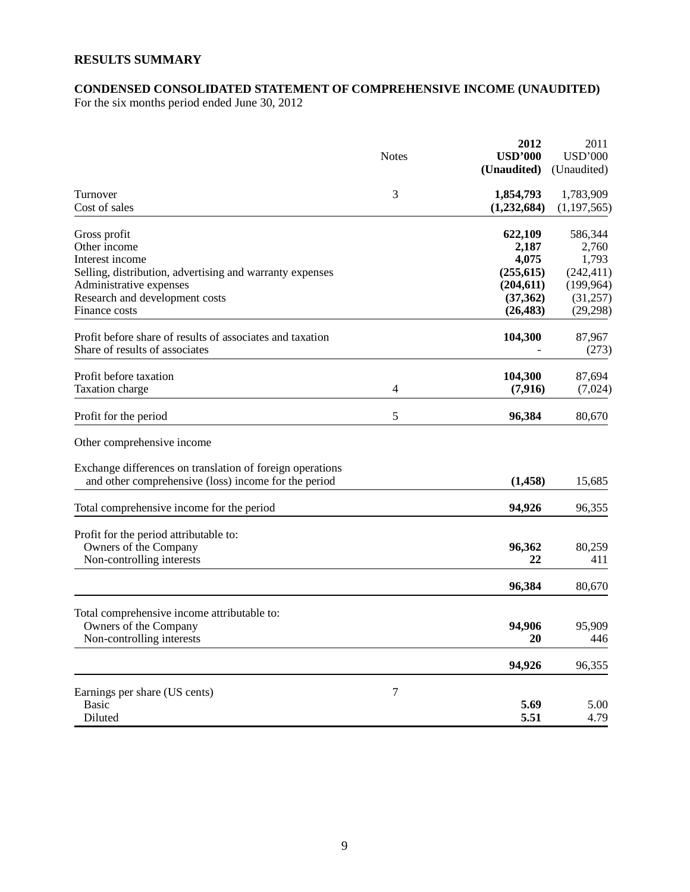## RESULTS SUMMARY

### CONDENSED CONSOLIDATED STATEMENT OF COMPREHENSIVE INCOME (UNAUDITED)

For the six months period ended June 30, 2012

| | Notes | **2012 USD'000 (Unaudited)** | 2011 USD'000 (Unaudited) |
|---|---|---|---|
| Turnover | 3 | **1,854,793** | 1,783,909 |
| Cost of sales | | **(1,232,684)** | (1,197,565) |
| Gross profit | | **622,109** | 586,344 |
| Other income | | **2,187** | 2,760 |
| Interest income | | **4,075** | 1,793 |
| Selling, distribution, advertising and warranty expenses | | **(255,615)** | (242,411) |
| Administrative expenses | | **(204,611)** | (199,964) |
| Research and development costs | | **(37,362)** | (31,257) |
| Finance costs | | **(26,483)** | (29,298) |
| Profit before share of results of associates and taxation | | **104,300** | 87,967 |
| Share of results of associates | | **-** | (273) |
| Profit before taxation | | **104,300** | 87,694 |
| Taxation charge | 4 | **(7,916)** | (7,024) |
| Profit for the period | 5 | **96,384** | 80,670 |
| Other comprehensive income | | | |
| Exchange differences on translation of foreign operations and other comprehensive (loss) income for the period | | **(1,458)** | 15,685 |
| Total comprehensive income for the period | | **94,926** | 96,355 |
| Profit for the period attributable to: | | | |
| Owners of the Company | | **96,362** | 80,259 |
| Non-controlling interests | | **22** | 411 |
| | | **96,384** | 80,670 |
| Total comprehensive income attributable to: | | | |
| Owners of the Company | | **94,906** | 95,909 |
| Non-controlling interests | | **20** | 446 |
| | | **94,926** | 96,355 |
| Earnings per share (US cents) | 7 | | |
| Basic | | **5.69** | 5.00 |
| Diluted | | **5.51** | 4.79 |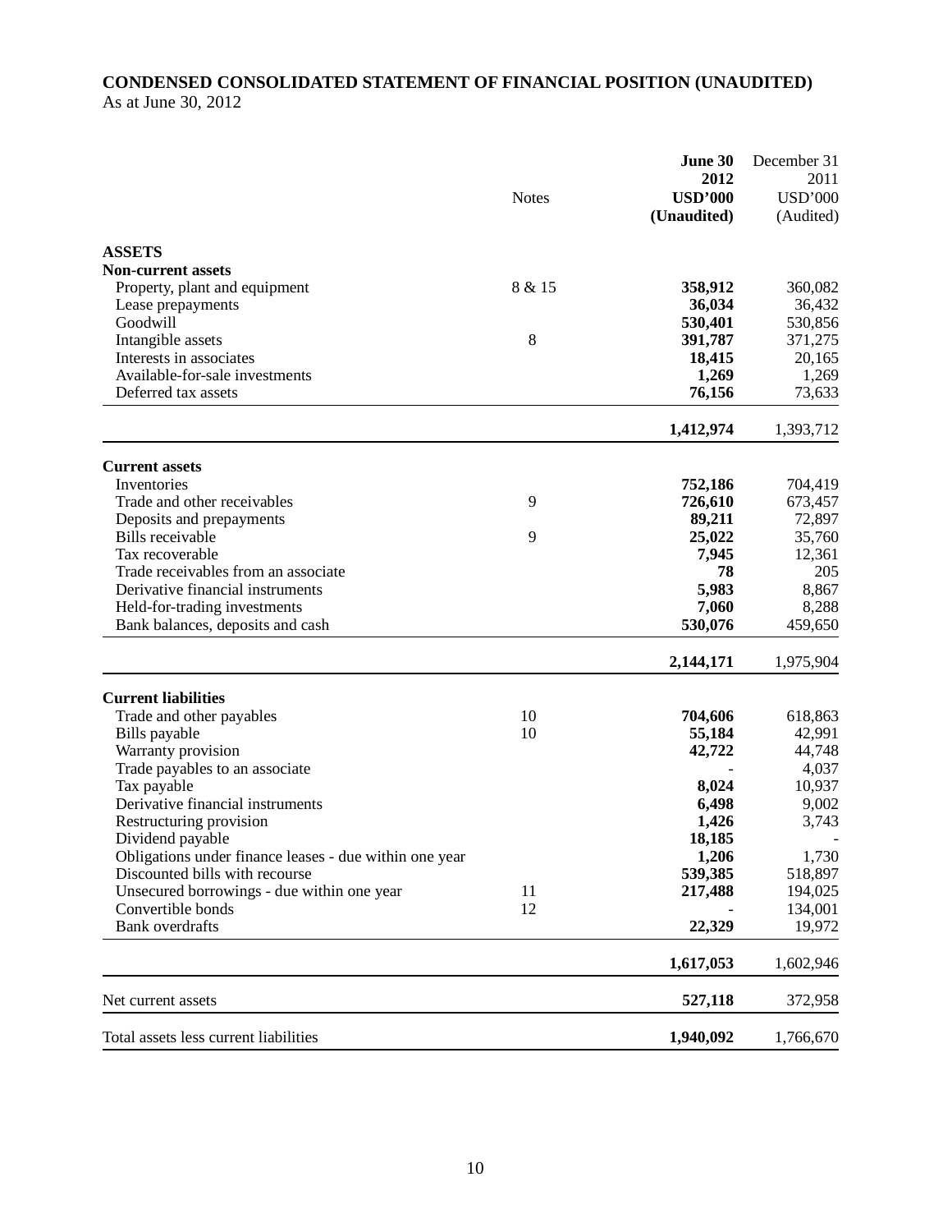# CONDENSED CONSOLIDATED STATEMENT OF FINANCIAL POSITION (UNAUDITED)

As at June 30, 2012

| | Notes | **June 30 2012 USD'000 (Unaudited)** | December 31 2011 USD'000 (Audited) |
|---|---|---|---|
| **ASSETS** | | | |
| **Non-current assets** | | | |
| Property, plant and equipment | 8 & 15 | **358,912** | 360,082 |
| Lease prepayments | | **36,034** | 36,432 |
| Goodwill | | **530,401** | 530,856 |
| Intangible assets | 8 | **391,787** | 371,275 |
| Interests in associates | | **18,415** | 20,165 |
| Available-for-sale investments | | **1,269** | 1,269 |
| Deferred tax assets | | **76,156** | 73,633 |
| | | **1,412,974** | 1,393,712 |
| **Current assets** | | | |
| Inventories | | **752,186** | 704,419 |
| Trade and other receivables | 9 | **726,610** | 673,457 |
| Deposits and prepayments | | **89,211** | 72,897 |
| Bills receivable | 9 | **25,022** | 35,760 |
| Tax recoverable | | **7,945** | 12,361 |
| Trade receivables from an associate | | **78** | 205 |
| Derivative financial instruments | | **5,983** | 8,867 |
| Held-for-trading investments | | **7,060** | 8,288 |
| Bank balances, deposits and cash | | **530,076** | 459,650 |
| | | **2,144,171** | 1,975,904 |
| **Current liabilities** | | | |
| Trade and other payables | 10 | **704,606** | 618,863 |
| Bills payable | 10 | **55,184** | 42,991 |
| Warranty provision | | **42,722** | 44,748 |
| Trade payables to an associate | | **-** | 4,037 |
| Tax payable | | **8,024** | 10,937 |
| Derivative financial instruments | | **6,498** | 9,002 |
| Restructuring provision | | **1,426** | 3,743 |
| Dividend payable | | **18,185** | - |
| Obligations under finance leases - due within one year | | **1,206** | 1,730 |
| Discounted bills with recourse | | **539,385** | 518,897 |
| Unsecured borrowings - due within one year | 11 | **217,488** | 194,025 |
| Convertible bonds | 12 | **-** | 134,001 |
| Bank overdrafts | | **22,329** | 19,972 |
| | | **1,617,053** | 1,602,946 |
| Net current assets | | **527,118** | 372,958 |
| Total assets less current liabilities | | **1,940,092** | 1,766,670 |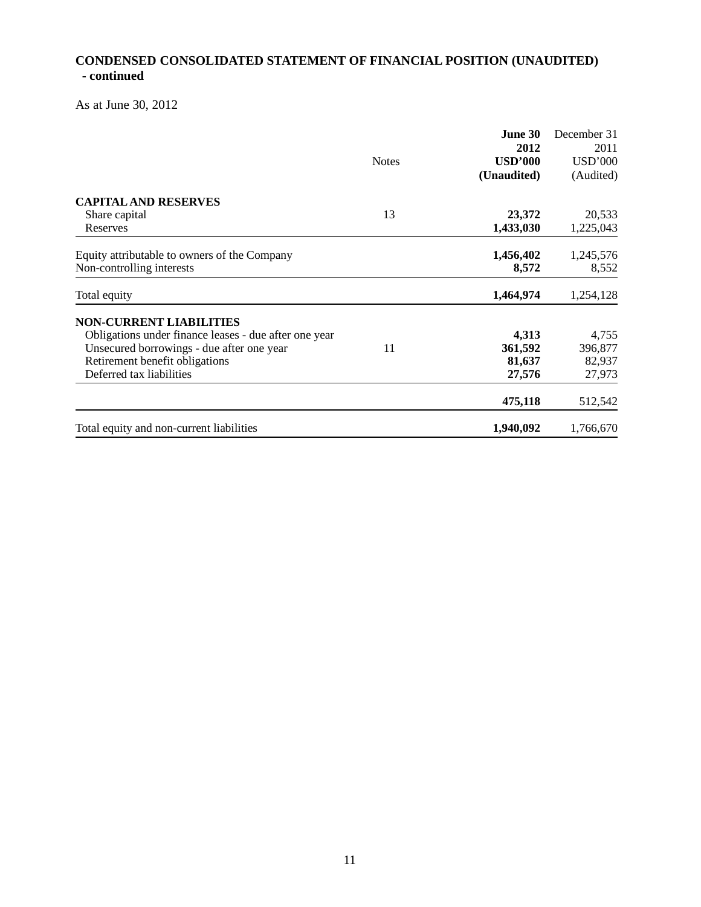## CONDENSED CONSOLIDATED STATEMENT OF FINANCIAL POSITION (UNAUDITED) - continued

As at June 30, 2012

| | Notes | **June 30 2012 USD'000 (Unaudited)** | December 31 2011 USD'000 (Audited) |
|---|---|---|---|
| **CAPITAL AND RESERVES** | | | |
| Share capital | 13 | **23,372** | 20,533 |
| Reserves | | **1,433,030** | 1,225,043 |
| Equity attributable to owners of the Company | | **1,456,402** | 1,245,576 |
| Non-controlling interests | | **8,572** | 8,552 |
| Total equity | | **1,464,974** | 1,254,128 |
| **NON-CURRENT LIABILITIES** | | | |
| Obligations under finance leases - due after one year | | **4,313** | 4,755 |
| Unsecured borrowings - due after one year | 11 | **361,592** | 396,877 |
| Retirement benefit obligations | | **81,637** | 82,937 |
| Deferred tax liabilities | | **27,576** | 27,973 |
| | | **475,118** | 512,542 |
| Total equity and non-current liabilities | | **1,940,092** | 1,766,670 |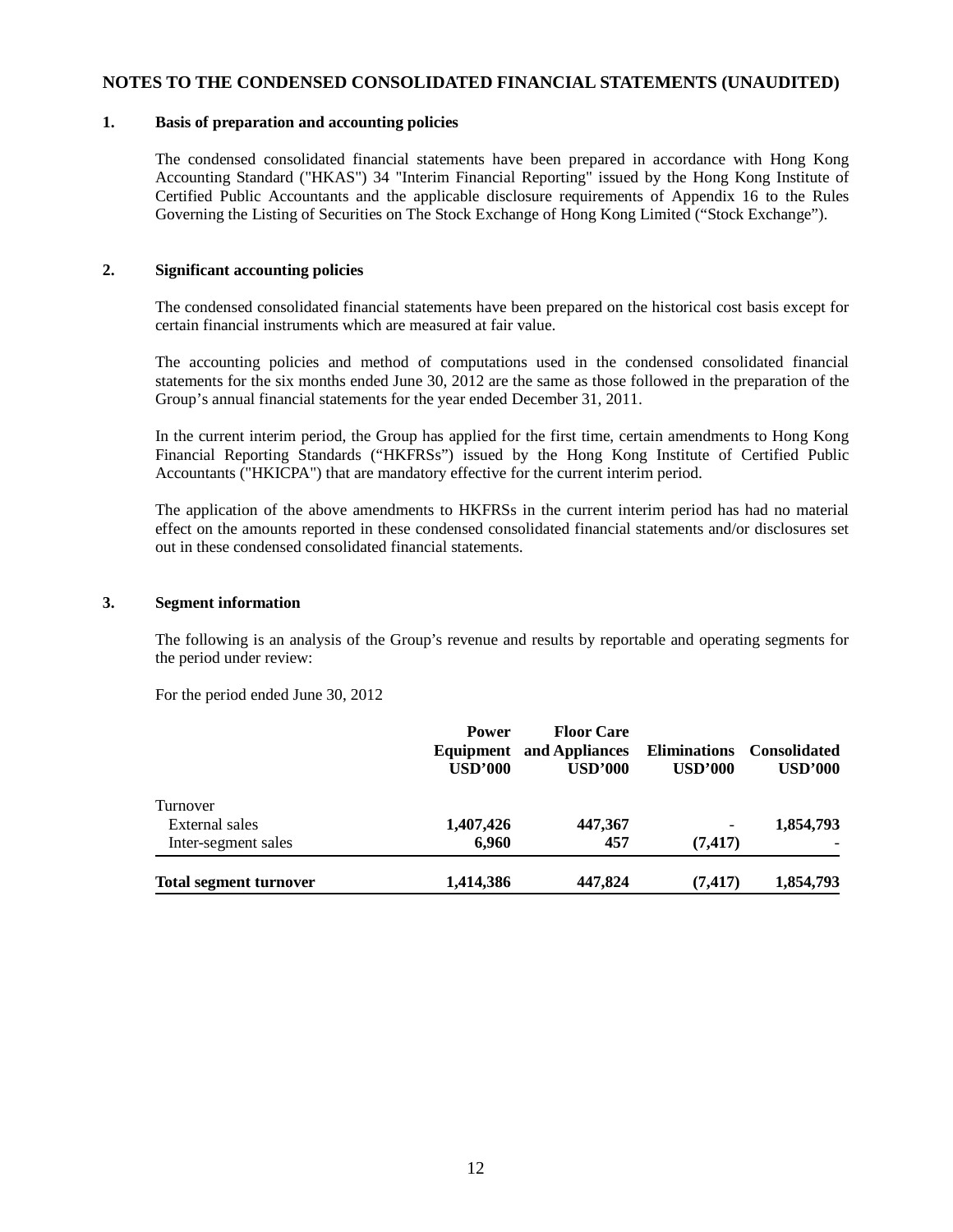## NOTES TO THE CONDENSED CONSOLIDATED FINANCIAL STATEMENTS (UNAUDITED)

### 1. Basis of preparation and accounting policies

The condensed consolidated financial statements have been prepared in accordance with Hong Kong Accounting Standard ("HKAS") 34 "Interim Financial Reporting" issued by the Hong Kong Institute of Certified Public Accountants and the applicable disclosure requirements of Appendix 16 to the Rules Governing the Listing of Securities on The Stock Exchange of Hong Kong Limited ("Stock Exchange").

### 2. Significant accounting policies

The condensed consolidated financial statements have been prepared on the historical cost basis except for certain financial instruments which are measured at fair value.

The accounting policies and method of computations used in the condensed consolidated financial statements for the six months ended June 30, 2012 are the same as those followed in the preparation of the Group's annual financial statements for the year ended December 31, 2011.

In the current interim period, the Group has applied for the first time, certain amendments to Hong Kong Financial Reporting Standards ("HKFRSs") issued by the Hong Kong Institute of Certified Public Accountants ("HKICPA") that are mandatory effective for the current interim period.

The application of the above amendments to HKFRSs in the current interim period has had no material effect on the amounts reported in these condensed consolidated financial statements and/or disclosures set out in these condensed consolidated financial statements.

### 3. Segment information

The following is an analysis of the Group's revenue and results by reportable and operating segments for the period under review:

For the period ended June 30, 2012

| | Power Equipment USD'000 | Floor Care and Appliances USD'000 | Eliminations USD'000 | Consolidated USD'000 |
|---|---|---|---|---|
| Turnover | | | | |
| External sales | **1,407,426** | **447,367** | - | **1,854,793** |
| Inter-segment sales | **6,960** | **457** | **(7,417)** | - |
| **Total segment turnover** | **1,414,386** | **447,824** | **(7,417)** | **1,854,793** |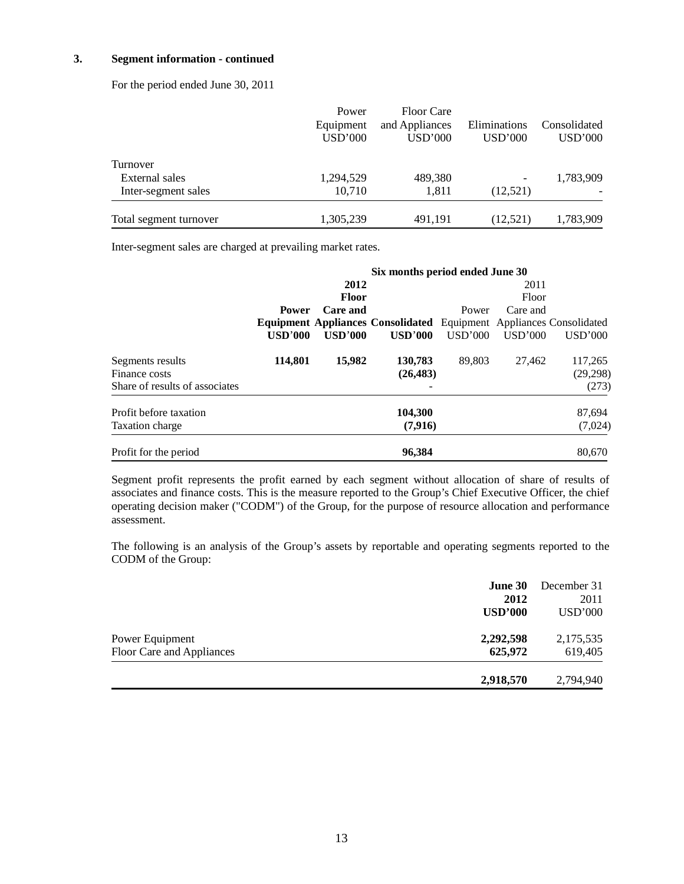### 3. Segment information - continued

For the period ended June 30, 2011

| | Power Equipment USD'000 | Floor Care and Appliances USD'000 | Eliminations USD'000 | Consolidated USD'000 |
|---|---|---|---|---|
| Turnover | | | | |
| External sales | 1,294,529 | 489,380 | - | 1,783,909 |
| Inter-segment sales | 10,710 | 1,811 | (12,521) | - |
| Total segment turnover | 1,305,239 | 491,191 | (12,521) | 1,783,909 |

Inter-segment sales are charged at prevailing market rates.

| | Six months period ended June 30 | | | | | |
|---|---|---|---|---|---|---|
| | **2012** | | | 2011 | | |
| | **Power Equipment USD'000** | **Floor Care and Appliances USD'000** | **Consolidated USD'000** | Power Equipment USD'000 | Floor Care and Appliances USD'000 | Consolidated USD'000 |
| Segments results | **114,801** | **15,982** | **130,783** | 89,803 | 27,462 | 117,265 |
| Finance costs | | | **(26,483)** | | | (29,298) |
| Share of results of associates | | | **-** | | | (273) |
| Profit before taxation | | | **104,300** | | | 87,694 |
| Taxation charge | | | **(7,916)** | | | (7,024) |
| Profit for the period | | | **96,384** | | | 80,670 |

Segment profit represents the profit earned by each segment without allocation of share of results of associates and finance costs. This is the measure reported to the Group's Chief Executive Officer, the chief operating decision maker ("CODM") of the Group, for the purpose of resource allocation and performance assessment.

The following is an analysis of the Group's assets by reportable and operating segments reported to the CODM of the Group:

| | **June 30 2012 USD'000** | December 31 2011 USD'000 |
|---|---|---|
| Power Equipment | **2,292,598** | 2,175,535 |
| Floor Care and Appliances | **625,972** | 619,405 |
| | **2,918,570** | 2,794,940 |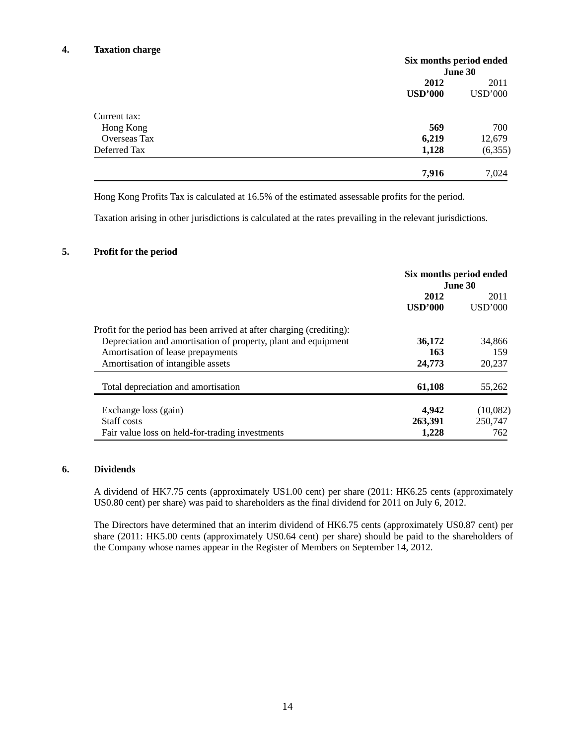## 4. Taxation charge

| | Six months period ended June 30 | |
|---|---|---|
| | **2012** | 2011 |
| | **USD'000** | USD'000 |
| Current tax: | | |
| Hong Kong | **569** | 700 |
| Overseas Tax | **6,219** | 12,679 |
| Deferred Tax | **1,128** | (6,355) |
| | **7,916** | 7,024 |

Hong Kong Profits Tax is calculated at 16.5% of the estimated assessable profits for the period.

Taxation arising in other jurisdictions is calculated at the rates prevailing in the relevant jurisdictions.

## 5. Profit for the period

| | Six months period ended June 30 | |
|---|---|---|
| | **2012** | 2011 |
| | **USD'000** | USD'000 |
| Profit for the period has been arrived at after charging (crediting): | | |
| Depreciation and amortisation of property, plant and equipment | **36,172** | 34,866 |
| Amortisation of lease prepayments | **163** | 159 |
| Amortisation of intangible assets | **24,773** | 20,237 |
| Total depreciation and amortisation | **61,108** | 55,262 |
| Exchange loss (gain) | **4,942** | (10,082) |
| Staff costs | **263,391** | 250,747 |
| Fair value loss on held-for-trading investments | **1,228** | 762 |

## 6. Dividends

A dividend of HK7.75 cents (approximately US1.00 cent) per share (2011: HK6.25 cents (approximately US0.80 cent) per share) was paid to shareholders as the final dividend for 2011 on July 6, 2012.

The Directors have determined that an interim dividend of HK6.75 cents (approximately US0.87 cent) per share (2011: HK5.00 cents (approximately US0.64 cent) per share) should be paid to the shareholders of the Company whose names appear in the Register of Members on September 14, 2012.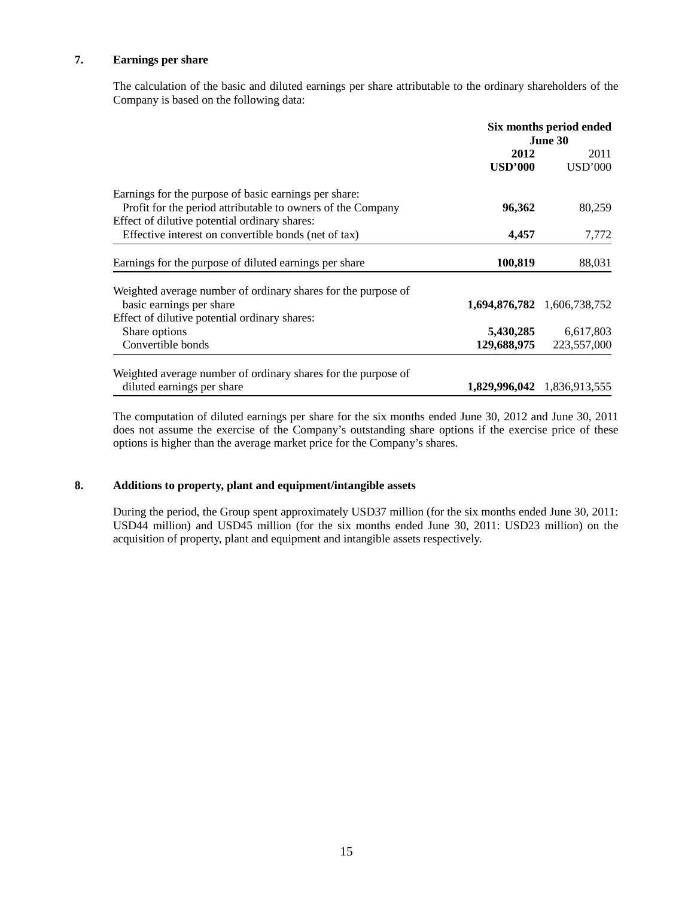## 7. Earnings per share

The calculation of the basic and diluted earnings per share attributable to the ordinary shareholders of the Company is based on the following data:

| | Six months period ended June 30 | |
|---|---|---|
| | **2012** | 2011 |
| | **USD'000** | USD'000 |
| Earnings for the purpose of basic earnings per share: | | |
| Profit for the period attributable to owners of the Company | **96,362** | 80,259 |
| Effect of dilutive potential ordinary shares: | | |
| Effective interest on convertible bonds (net of tax) | **4,457** | 7,772 |
| Earnings for the purpose of diluted earnings per share | **100,819** | 88,031 |
| Weighted average number of ordinary shares for the purpose of basic earnings per share | **1,694,876,782** | 1,606,738,752 |
| Effect of dilutive potential ordinary shares: | | |
| Share options | **5,430,285** | 6,617,803 |
| Convertible bonds | **129,688,975** | 223,557,000 |
| Weighted average number of ordinary shares for the purpose of diluted earnings per share | **1,829,996,042** | 1,836,913,555 |

The computation of diluted earnings per share for the six months ended June 30, 2012 and June 30, 2011 does not assume the exercise of the Company's outstanding share options if the exercise price of these options is higher than the average market price for the Company's shares.

## 8. Additions to property, plant and equipment/intangible assets

During the period, the Group spent approximately USD37 million (for the six months ended June 30, 2011: USD44 million) and USD45 million (for the six months ended June 30, 2011: USD23 million) on the acquisition of property, plant and equipment and intangible assets respectively.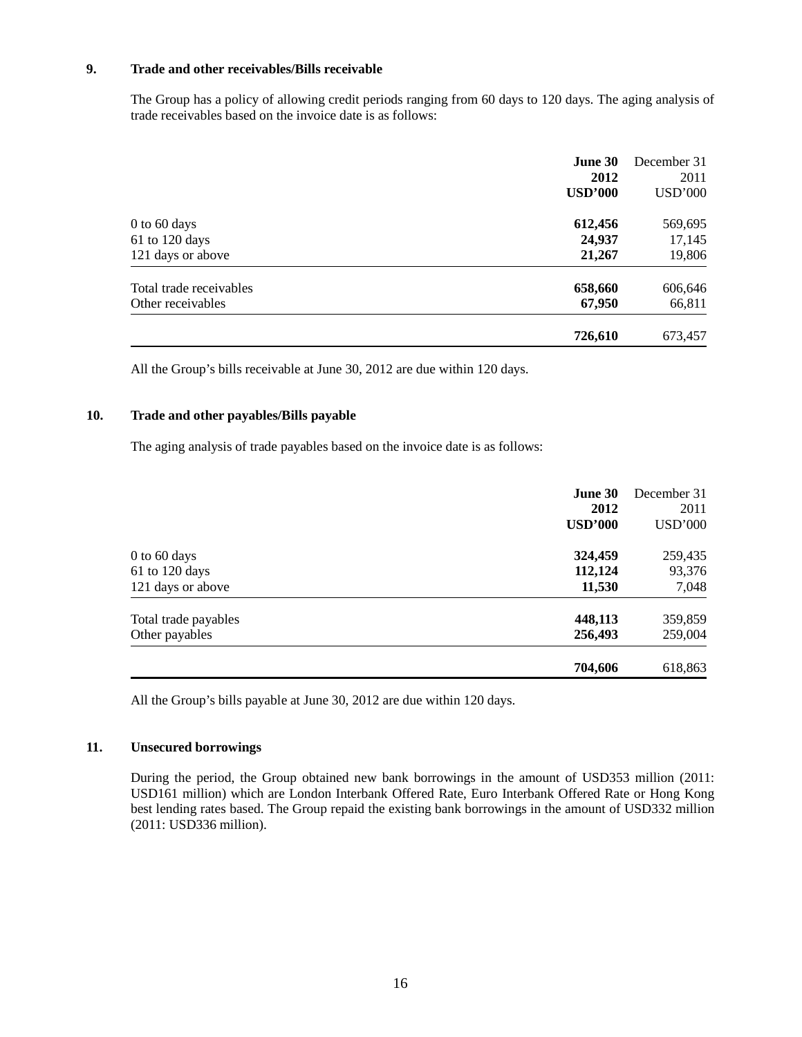## 9. Trade and other receivables/Bills receivable

The Group has a policy of allowing credit periods ranging from 60 days to 120 days. The aging analysis of trade receivables based on the invoice date is as follows:

| | **June 30 2012 USD'000** | December 31 2011 USD'000 |
|---|---|---|
| 0 to 60 days | **612,456** | 569,695 |
| 61 to 120 days | **24,937** | 17,145 |
| 121 days or above | **21,267** | 19,806 |
| Total trade receivables | **658,660** | 606,646 |
| Other receivables | **67,950** | 66,811 |
| | **726,610** | 673,457 |

All the Group's bills receivable at June 30, 2012 are due within 120 days.

## 10. Trade and other payables/Bills payable

The aging analysis of trade payables based on the invoice date is as follows:

| | **June 30 2012 USD'000** | December 31 2011 USD'000 |
|---|---|---|
| 0 to 60 days | **324,459** | 259,435 |
| 61 to 120 days | **112,124** | 93,376 |
| 121 days or above | **11,530** | 7,048 |
| Total trade payables | **448,113** | 359,859 |
| Other payables | **256,493** | 259,004 |
| | **704,606** | 618,863 |

All the Group's bills payable at June 30, 2012 are due within 120 days.

## 11. Unsecured borrowings

During the period, the Group obtained new bank borrowings in the amount of USD353 million (2011: USD161 million) which are London Interbank Offered Rate, Euro Interbank Offered Rate or Hong Kong best lending rates based. The Group repaid the existing bank borrowings in the amount of USD332 million (2011: USD336 million).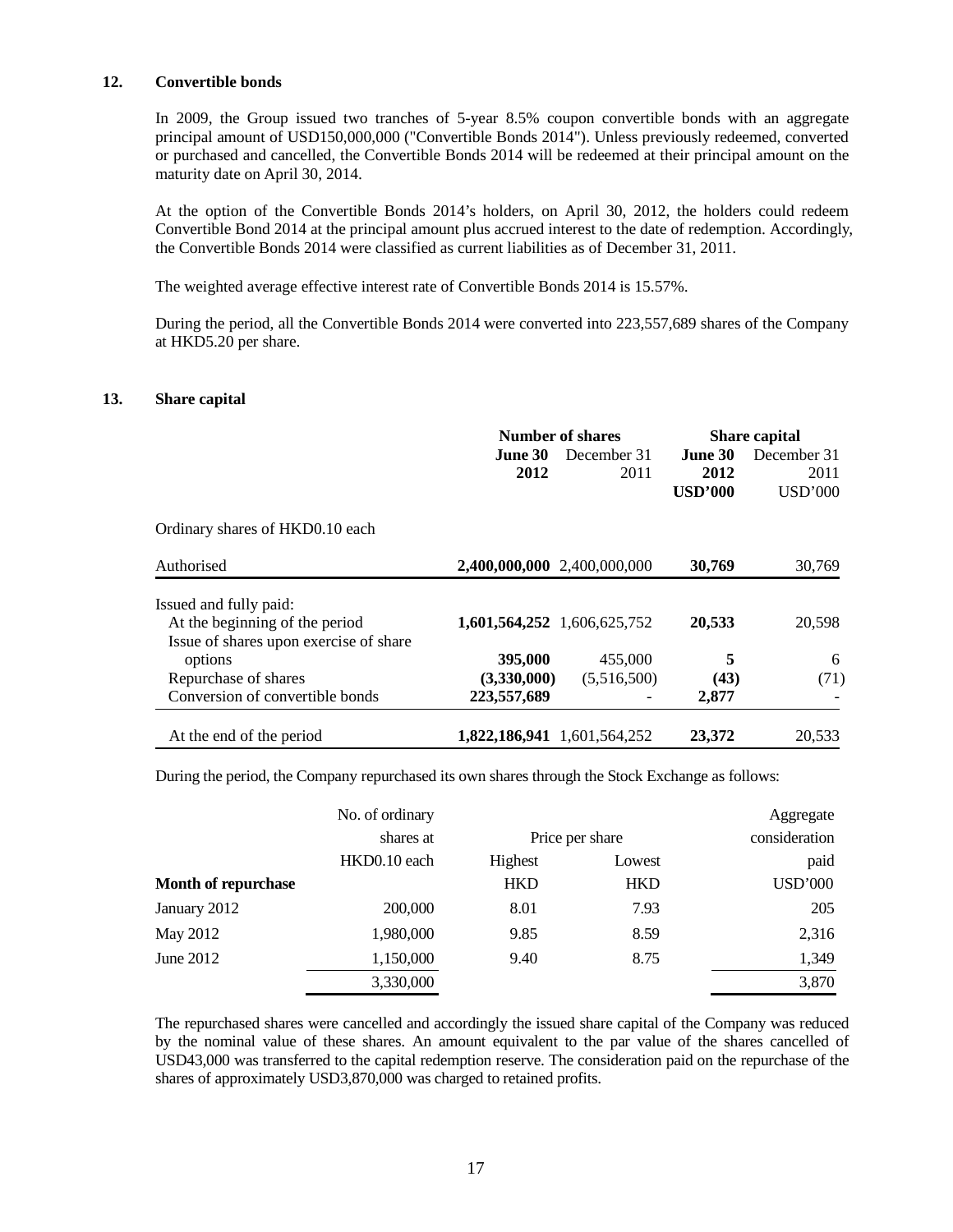## 12. Convertible bonds

In 2009, the Group issued two tranches of 5-year 8.5% coupon convertible bonds with an aggregate principal amount of USD150,000,000 ("Convertible Bonds 2014"). Unless previously redeemed, converted or purchased and cancelled, the Convertible Bonds 2014 will be redeemed at their principal amount on the maturity date on April 30, 2014.

At the option of the Convertible Bonds 2014's holders, on April 30, 2012, the holders could redeem Convertible Bond 2014 at the principal amount plus accrued interest to the date of redemption. Accordingly, the Convertible Bonds 2014 were classified as current liabilities as of December 31, 2011.

The weighted average effective interest rate of Convertible Bonds 2014 is 15.57%.

During the period, all the Convertible Bonds 2014 were converted into 223,557,689 shares of the Company at HKD5.20 per share.

## 13. Share capital

| | Number of shares | | Share capital | |
|---|---|---|---|---|
| | **June 30 2012** | December 31 2011 | **June 30 2012 USD'000** | December 31 2011 USD'000 |
| Ordinary shares of HKD0.10 each | | | | |
| Authorised | **2,400,000,000** | 2,400,000,000 | **30,769** | 30,769 |
| Issued and fully paid: | | | | |
| At the beginning of the period | **1,601,564,252** | 1,606,625,752 | **20,533** | 20,598 |
| Issue of shares upon exercise of share options | **395,000** | 455,000 | **5** | 6 |
| Repurchase of shares | **(3,330,000)** | (5,516,500) | **(43)** | (71) |
| Conversion of convertible bonds | **223,557,689** | - | **2,877** | - |
| At the end of the period | **1,822,186,941** | 1,601,564,252 | **23,372** | 20,533 |

During the period, the Company repurchased its own shares through the Stock Exchange as follows:

| Month of repurchase | No. of ordinary shares at HKD0.10 each | Price per share Highest HKD | Price per share Lowest HKD | Aggregate consideration paid USD'000 |
|---|---|---|---|---|
| January 2012 | 200,000 | 8.01 | 7.93 | 205 |
| May 2012 | 1,980,000 | 9.85 | 8.59 | 2,316 |
| June 2012 | 1,150,000 | 9.40 | 8.75 | 1,349 |
| | 3,330,000 | | | 3,870 |

The repurchased shares were cancelled and accordingly the issued share capital of the Company was reduced by the nominal value of these shares. An amount equivalent to the par value of the shares cancelled of USD43,000 was transferred to the capital redemption reserve. The consideration paid on the repurchase of the shares of approximately USD3,870,000 was charged to retained profits.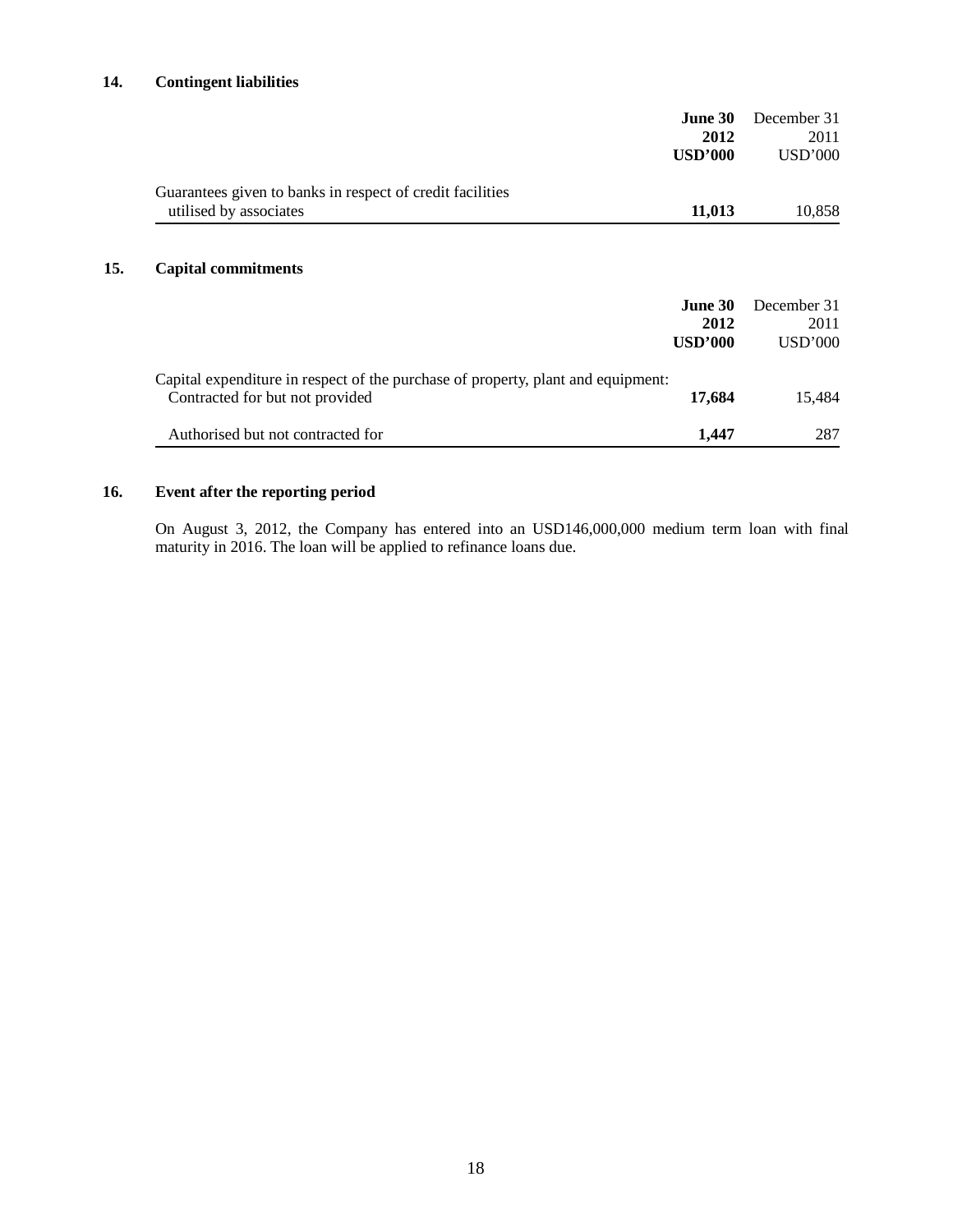## 14. Contingent liabilities

| | **June 30 2012 USD'000** | December 31 2011 USD'000 |
|---|---|---|
| Guarantees given to banks in respect of credit facilities utilised by associates | **11,013** | 10,858 |

## 15. Capital commitments

| | **June 30 2012 USD'000** | December 31 2011 USD'000 |
|---|---|---|
| Capital expenditure in respect of the purchase of property, plant and equipment: | | |
| Contracted for but not provided | **17,684** | 15,484 |
| Authorised but not contracted for | **1,447** | 287 |

## 16. Event after the reporting period

On August 3, 2012, the Company has entered into an USD146,000,000 medium term loan with final maturity in 2016. The loan will be applied to refinance loans due.